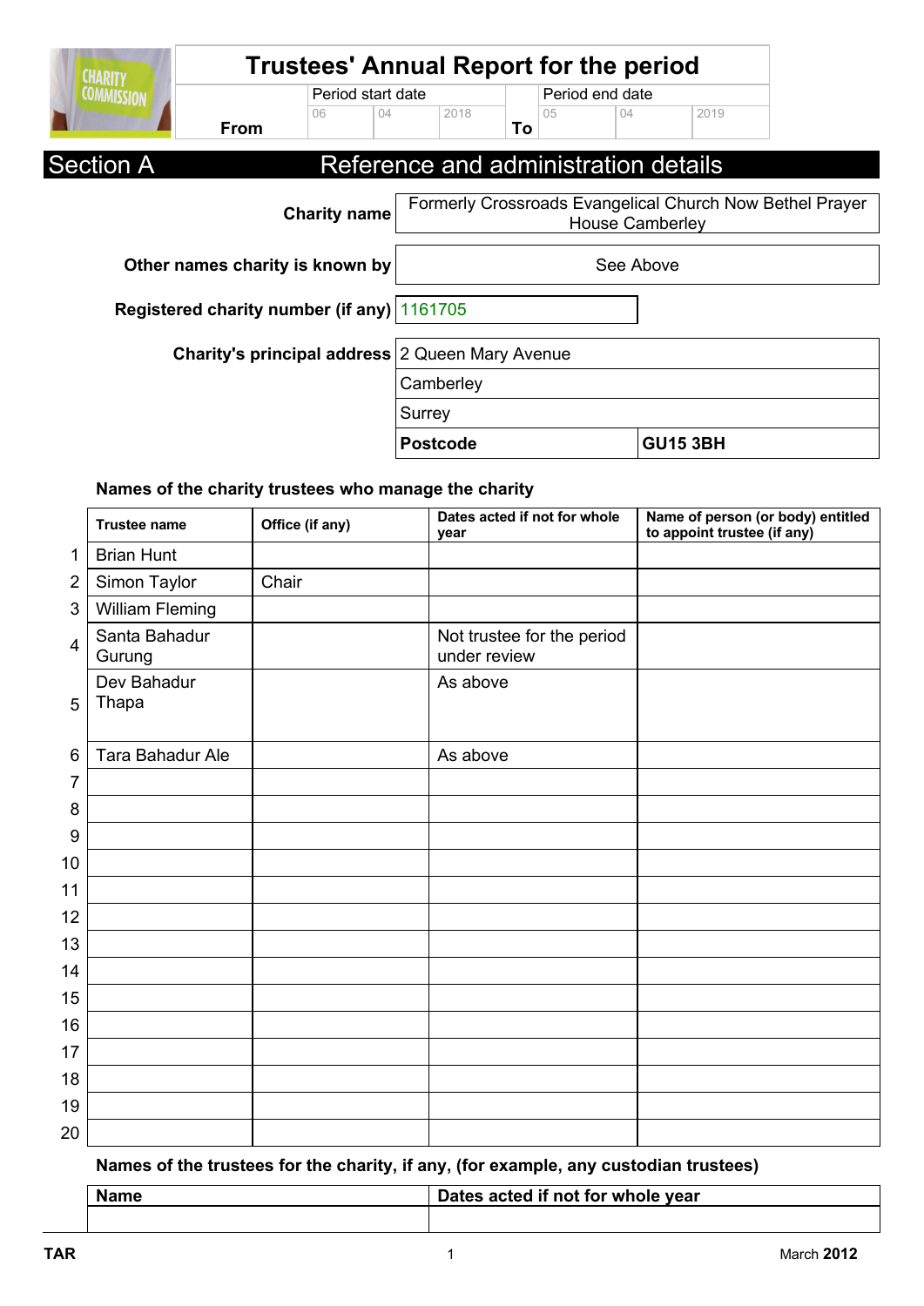# Trustees' Annual Report for the period

| | Period start date | | | | Period end date | | |
|---|---|---|---|---|---|---|---|
| From | 06 | 04 | 2018 | To | 05 | 04 | 2019 |

## Section A Reference and administration details

| | |
|---|---|
| **Charity name** | Formerly Crossroads Evangelical Church Now Bethel Prayer House Camberley |
| **Other names charity is known by** | See Above |
| **Registered charity number (if any)** | 1161705 |
| **Charity's principal address** | 2 Queen Mary Avenue |
| | Camberley |
| | Surrey |
| | **Postcode** **GU15 3BH** |

### Names of the charity trustees who manage the charity

| | Trustee name | Office (if any) | Dates acted if not for whole year | Name of person (or body) entitled to appoint trustee (if any) |
|---|---|---|---|---|
| 1 | Brian Hunt | | | |
| 2 | Simon Taylor | Chair | | |
| 3 | William Fleming | | | |
| 4 | Santa Bahadur Gurung | | Not trustee for the period under review | |
| 5 | Dev Bahadur Thapa | | As above | |
| 6 | Tara Bahadur Ale | | As above | |
| 7 | | | | |
| 8 | | | | |
| 9 | | | | |
| 10 | | | | |
| 11 | | | | |
| 12 | | | | |
| 13 | | | | |
| 14 | | | | |
| 15 | | | | |
| 16 | | | | |
| 17 | | | | |
| 18 | | | | |
| 19 | | | | |
| 20 | | | | |

### Names of the trustees for the charity, if any, (for example, any custodian trustees)

| Name | Dates acted if not for whole year |
|---|---|
| | |

TAR March 2012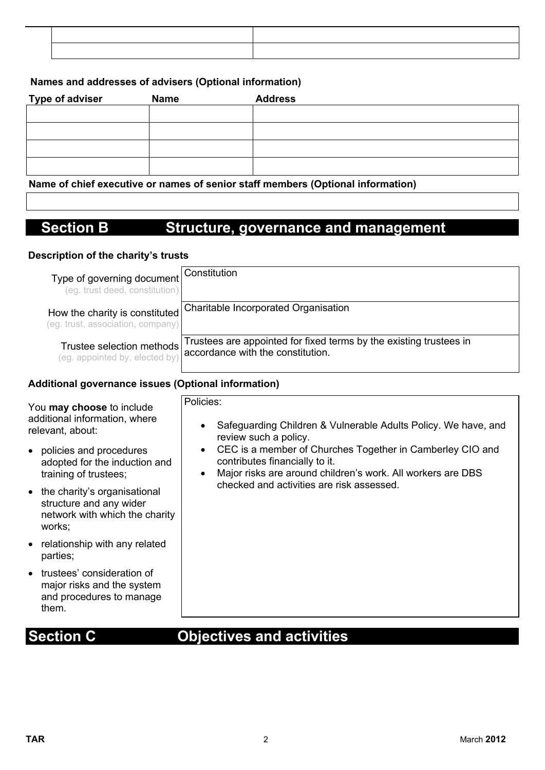| | |
|---|---|
| | |
| | |

**Names and addresses of advisers (Optional information)**

| Type of adviser | Name | Address |
|---|---|---|
| | | |
| | | |
| | | |
| | | |

**Name of chief executive or names of senior staff members (Optional information)**

| |
|---|
| |

## Section B Structure, governance and management

**Description of the charity's trusts**

| | |
|---|---|
| Type of governing document (eg. trust deed, constitution) | Constitution |
| How the charity is constituted (eg. trust, association, company) | Charitable Incorporated Organisation |
| Trustee selection methods (eg. appointed by, elected by) | Trustees are appointed for fixed terms by the existing trustees in accordance with the constitution. |

**Additional governance issues (Optional information)**

You **may choose** to include additional information, where relevant, about:

- policies and procedures adopted for the induction and training of trustees;
- the charity's organisational structure and any wider network with which the charity works;
- relationship with any related parties;
- trustees' consideration of major risks and the system and procedures to manage them.

Policies:

- Safeguarding Children & Vulnerable Adults Policy. We have, and review such a policy.
- CEC is a member of Churches Together in Camberley CIO and contributes financially to it.
- Major risks are around children's work. All workers are DBS checked and activities are risk assessed.

## Section C Objectives and activities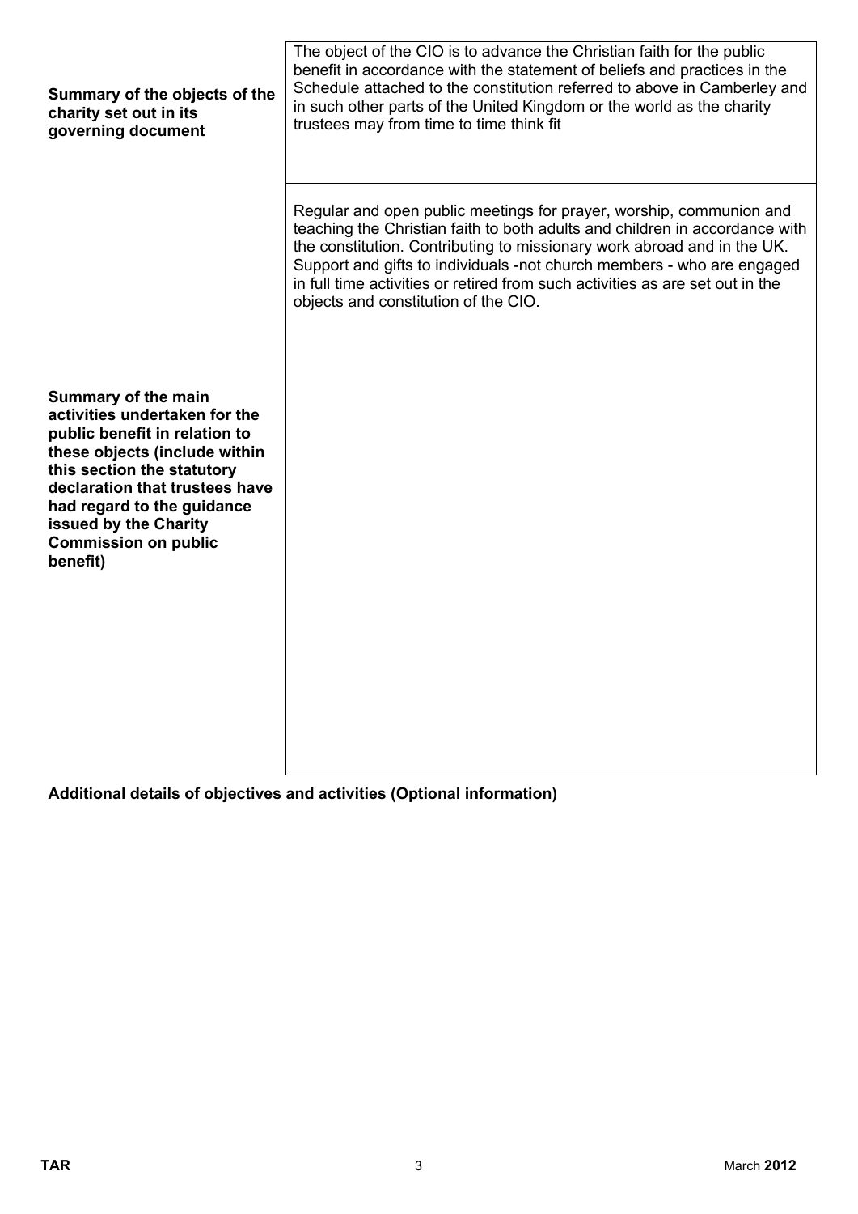| | |
|---|---|
| **Summary of the objects of the charity set out in its governing document** | The object of the CIO is to advance the Christian faith for the public benefit in accordance with the statement of beliefs and practices in the Schedule attached to the constitution referred to above in Camberley and in such other parts of the United Kingdom or the world as the charity trustees may from time to time think fit |
| **Summary of the main activities undertaken for the public benefit in relation to these objects (include within this section the statutory declaration that trustees have had regard to the guidance issued by the Charity Commission on public benefit)** | Regular and open public meetings for prayer, worship, communion and teaching the Christian faith to both adults and children in accordance with the constitution. Contributing to missionary work abroad and in the UK. Support and gifts to individuals -not church members - who are engaged in full time activities or retired from such activities as are set out in the objects and constitution of the CIO. |

**Additional details of objectives and activities (Optional information)**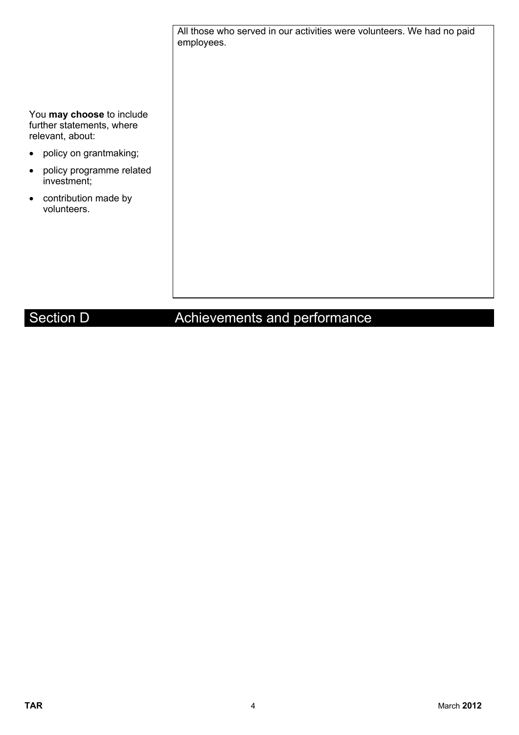You **may choose** to include further statements, where relevant, about:

- policy on grantmaking;
- policy programme related investment;
- contribution made by volunteers.

All those who served in our activities were volunteers. We had no paid employees.

## Section D Achievements and performance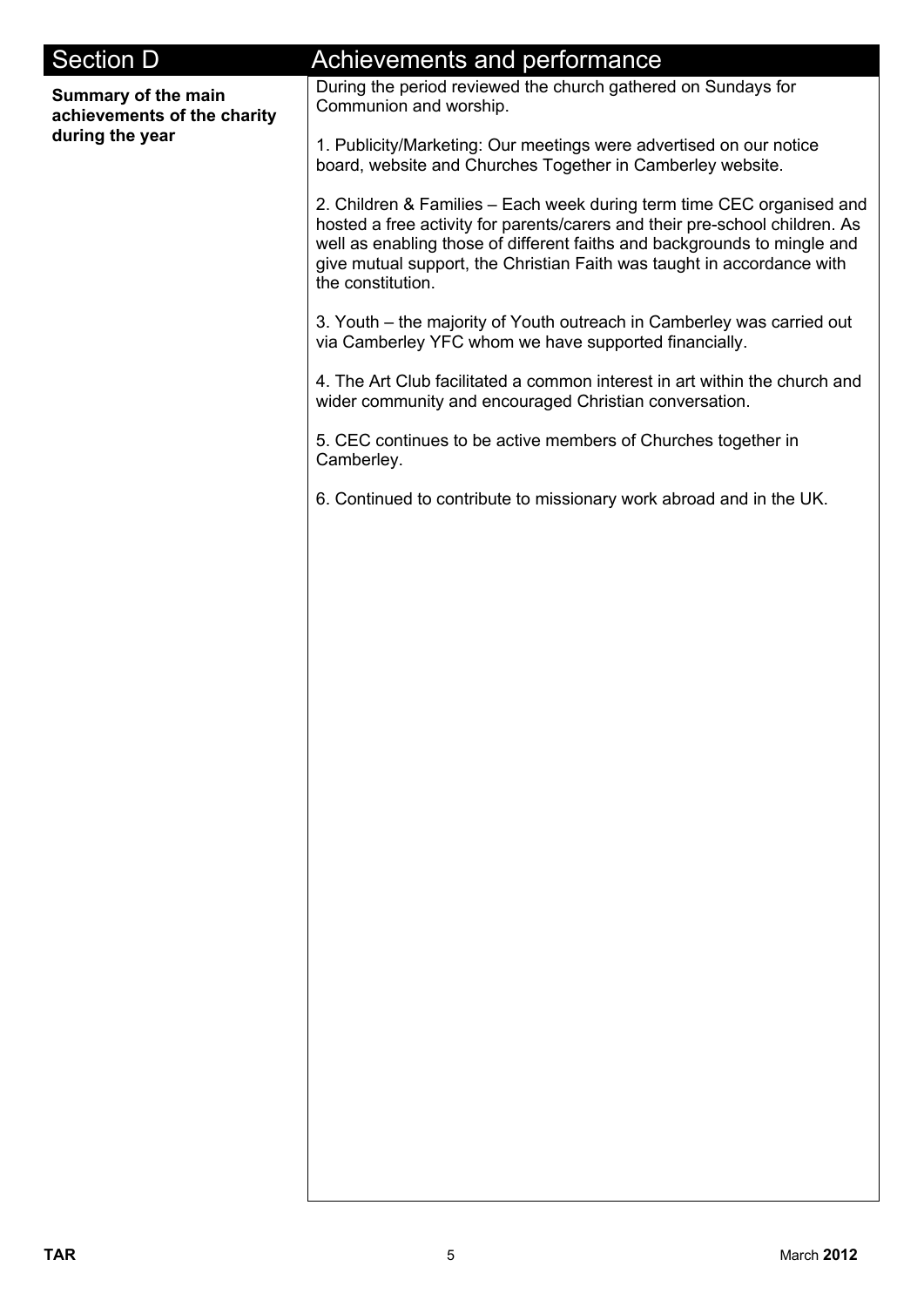## Section D — Achievements and performance

**Summary of the main achievements of the charity during the year**

During the period reviewed the church gathered on Sundays for Communion and worship.

1. Publicity/Marketing: Our meetings were advertised on our notice board, website and Churches Together in Camberley website.

2. Children & Families – Each week during term time CEC organised and hosted a free activity for parents/carers and their pre-school children. As well as enabling those of different faiths and backgrounds to mingle and give mutual support, the Christian Faith was taught in accordance with the constitution.

3. Youth – the majority of Youth outreach in Camberley was carried out via Camberley YFC whom we have supported financially.

4. The Art Club facilitated a common interest in art within the church and wider community and encouraged Christian conversation.

5. CEC continues to be active members of Churches together in Camberley.

6. Continued to contribute to missionary work abroad and in the UK.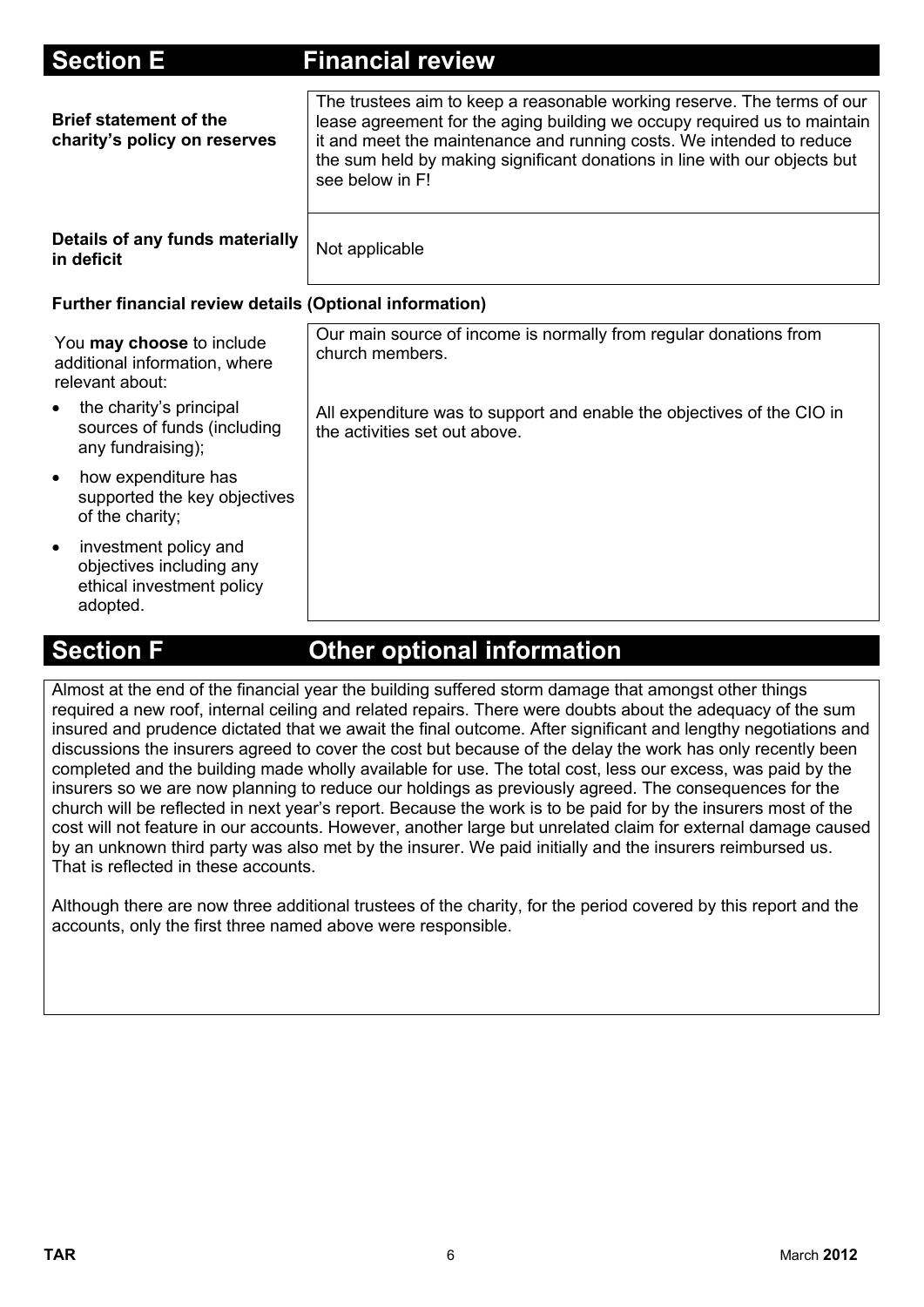## Section E Financial review

| | |
|---|---|
| **Brief statement of the charity's policy on reserves** | The trustees aim to keep a reasonable working reserve. The terms of our lease agreement for the aging building we occupy required us to maintain it and meet the maintenance and running costs. We intended to reduce the sum held by making significant donations in line with our objects but see below in F! |
| **Details of any funds materially in deficit** | Not applicable |

### Further financial review details (Optional information)

| | |
|---|---|
| You **may choose** to include additional information, where relevant about:<br>• the charity's principal sources of funds (including any fundraising);<br>• how expenditure has supported the key objectives of the charity;<br>• investment policy and objectives including any ethical investment policy adopted. | Our main source of income is normally from regular donations from church members.<br><br>All expenditure was to support and enable the objectives of the CIO in the activities set out above. |

## Section F Other optional information

Almost at the end of the financial year the building suffered storm damage that amongst other things required a new roof, internal ceiling and related repairs. There were doubts about the adequacy of the sum insured and prudence dictated that we await the final outcome. After significant and lengthy negotiations and discussions the insurers agreed to cover the cost but because of the delay the work has only recently been completed and the building made wholly available for use. The total cost, less our excess, was paid by the insurers so we are now planning to reduce our holdings as previously agreed. The consequences for the church will be reflected in next year's report. Because the work is to be paid for by the insurers most of the cost will not feature in our accounts. However, another large but unrelated claim for external damage caused by an unknown third party was also met by the insurer. We paid initially and the insurers reimbursed us. That is reflected in these accounts.

Although there are now three additional trustees of the charity, for the period covered by this report and the accounts, only the first three named above were responsible.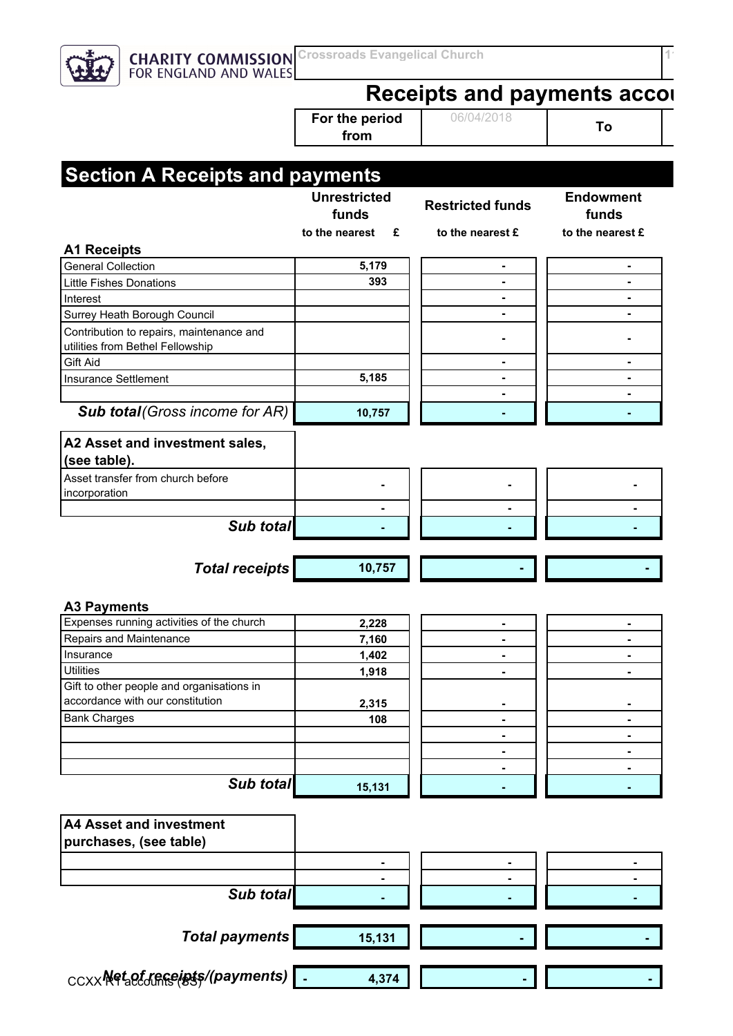CHARITY COMMISSION FOR ENGLAND AND WALES

Crossroads Evangelical Church

# Receipts and payments accou

| For the period from | 06/04/2018 | To | |
|---|---|---|---|

## Section A Receipts and payments

| | Unrestricted funds to the nearest £ | Restricted funds to the nearest £ | Endowment funds to the nearest £ |
|---|---|---|---|
| **A1 Receipts** | | | |
| General Collection | 5,179 | - | - |
| Little Fishes Donations | 393 | - | - |
| Interest | | - | - |
| Surrey Heath Borough Council | | - | - |
| Contribution to repairs, maintenance and utilities from Bethel Fellowship | | - | - |
| Gift Aid | | - | - |
| Insurance Settlement | 5,185 | - | - |
| | | - | - |
| ***Sub total** (Gross income for AR)* | 10,757 | - | - |
| **A2 Asset and investment sales, (see table).** | | | |
| Asset transfer from church before incorporation | - | - | - |
| | - | - | - |
| ***Sub total*** | - | - | - |
| ***Total receipts*** | 10,757 | - | - |
| **A3 Payments** | | | |
| Expenses running activities of the church | 2,228 | - | - |
| Repairs and Maintenance | 7,160 | - | - |
| Insurance | 1,402 | - | - |
| Utilities | 1,918 | - | - |
| Gift to other people and organisations in accordance with our constitution | 2,315 | - | - |
| Bank Charges | 108 | - | - |
| | | - | - |
| | | - | - |
| | | - | - |
| ***Sub total*** | 15,131 | - | - |
| **A4 Asset and investment purchases, (see table)** | | | |
| | - | - | - |
| | - | - | - |
| ***Sub total*** | - | - | - |
| ***Total payments*** | 15,131 | - | - |
| ***Net of receipts/(payments)*** | - 4,374 | - | - |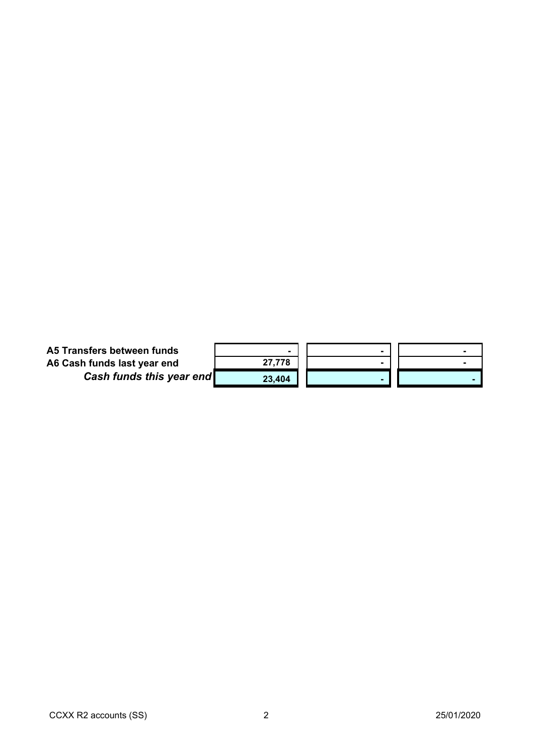| | | | |
|---|---|---|---|
| **A5 Transfers between funds** | - | - | - |
| **A6 Cash funds last year end** | 27,778 | - | - |
| ***Cash funds this year end*** | 23,404 | - | - |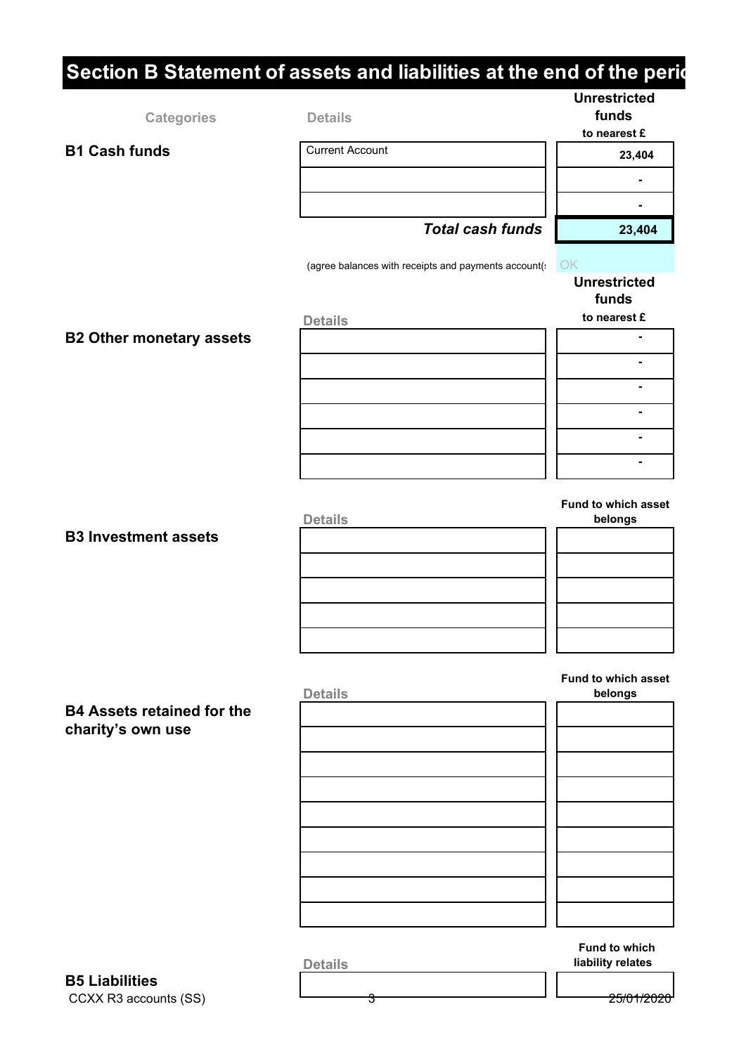## Section B Statement of assets and liabilities at the end of the perio

| Categories | Details | Unrestricted funds to nearest £ |
|---|---|---|
| **B1 Cash funds** | Current Account | 23,404 |
| | | - |
| | | - |
| | ***Total cash funds*** | **23,404** |
| | (agree balances with receipts and payments account(s | OK |

| | Details | Unrestricted funds to nearest £ |
|---|---|---|
| **B2 Other monetary assets** | | - |
| | | - |
| | | - |
| | | - |
| | | - |
| | | - |

| | Details | Fund to which asset belongs |
|---|---|---|
| **B3 Investment assets** | | |
| | | |
| | | |
| | | |
| | | |

| | Details | Fund to which asset belongs |
|---|---|---|
| **B4 Assets retained for the charity's own use** | | |
| | | |
| | | |
| | | |
| | | |
| | | |
| | | |
| | | |
| | | |

| | Details | Fund to which liability relates |
|---|---|---|
| **B5 Liabilities** | | |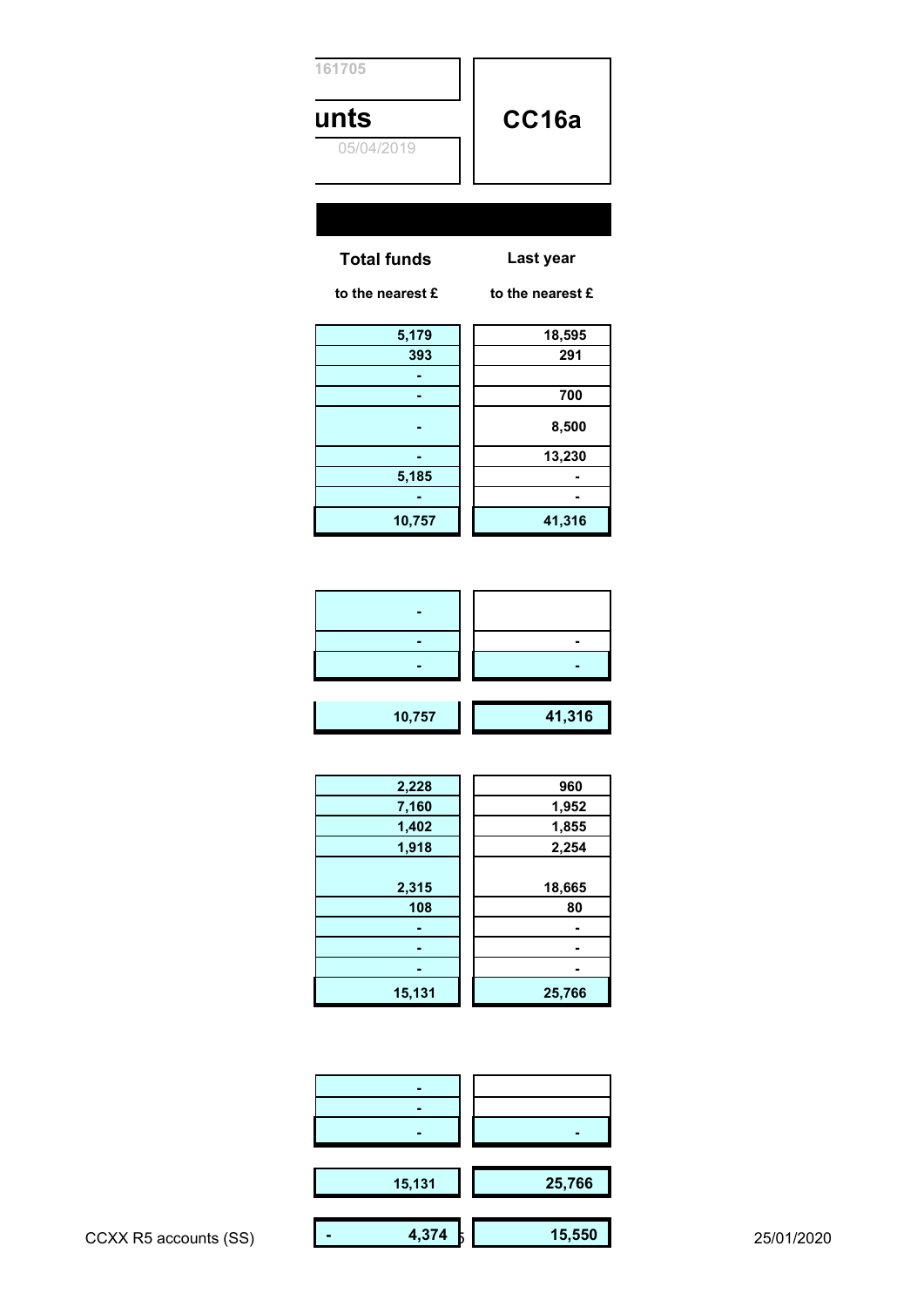161705

unts

05/04/2019

**CC16a**

| Total funds | Last year |
|---|---|
| to the nearest £ | to the nearest £ |
| 5,179 | 18,595 |
| 393 | 291 |
| - | |
| - | 700 |
| - | 8,500 |
| - | 13,230 |
| 5,185 | - |
| - | - |
| **10,757** | **41,316** |

| | |
|---|---|
| - | |
| - | - |
| - | - |
| **10,757** | **41,316** |

| | |
|---|---|
| 2,228 | 960 |
| 7,160 | 1,952 |
| 1,402 | 1,855 |
| 1,918 | 2,254 |
| 2,315 | 18,665 |
| 108 | 80 |
| - | - |
| - | - |
| - | - |
| **15,131** | **25,766** |

| | |
|---|---|
| - | |
| - | |
| - | - |
| **15,131** | **25,766** |
| **- 4,374** | **15,550** |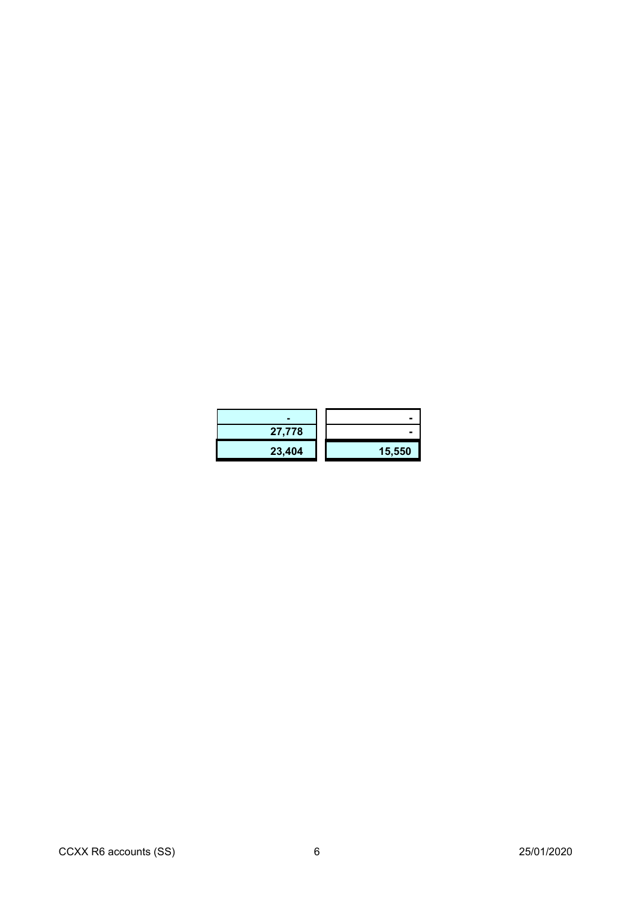| | |
|---|---|
| - | - |
| 27,778 | - |
| **23,404** | **15,550** |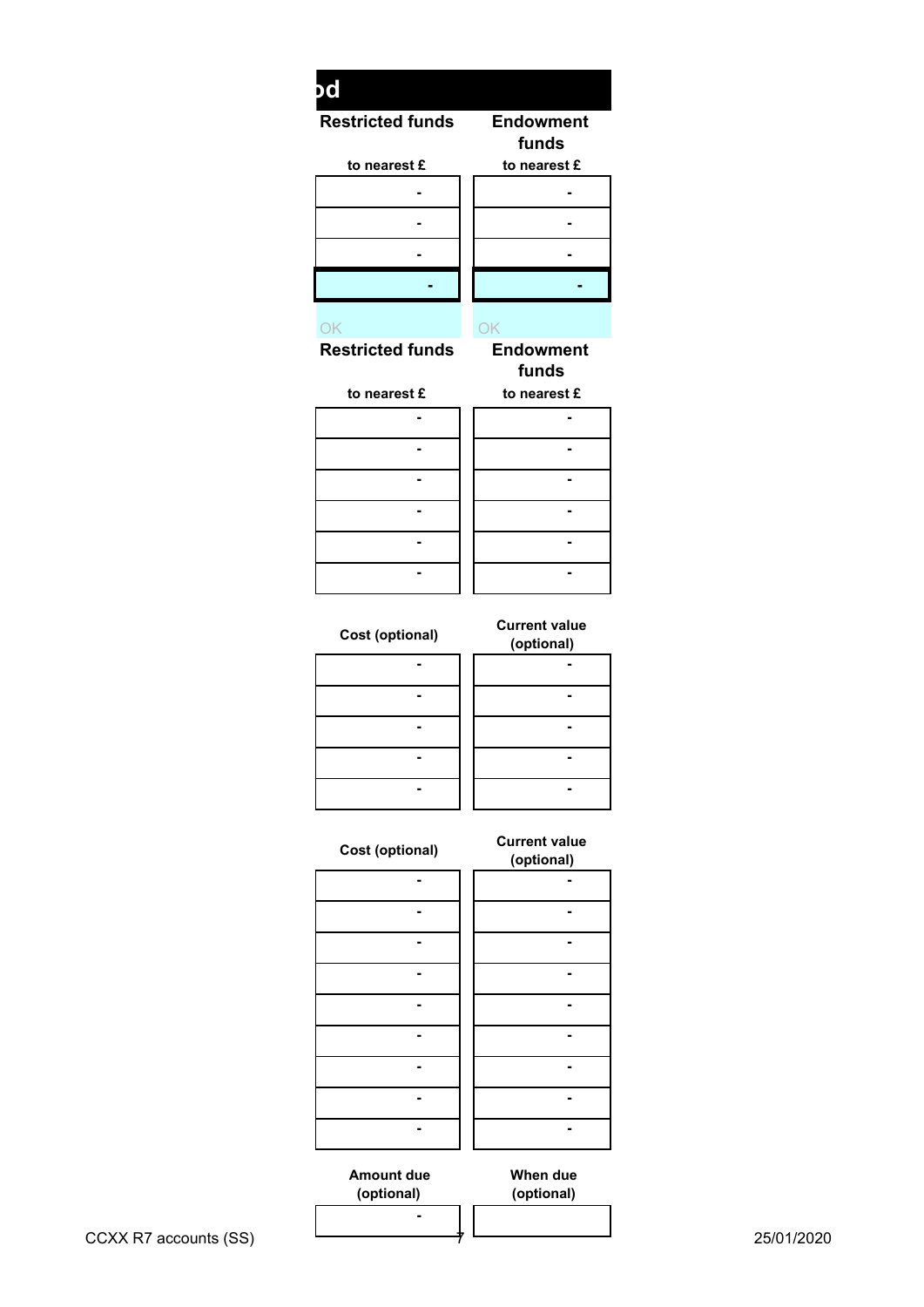# od

| Restricted funds | Endowment funds |
| --- | --- |
| to nearest £ | to nearest £ |
| - | - |
| - | - |
| - | - |
| - | - |
| OK | OK |

| Restricted funds | Endowment funds |
| --- | --- |
| to nearest £ | to nearest £ |
| - | - |
| - | - |
| - | - |
| - | - |
| - | - |
| - | - |

| Cost (optional) | Current value (optional) |
| --- | --- |
| - | - |
| - | - |
| - | - |
| - | - |
| - | - |

| Cost (optional) | Current value (optional) |
| --- | --- |
| - | - |
| - | - |
| - | - |
| - | - |
| - | - |
| - | - |
| - | - |
| - | - |
| - | - |

| Amount due (optional) | When due (optional) |
| --- | --- |
| - | |